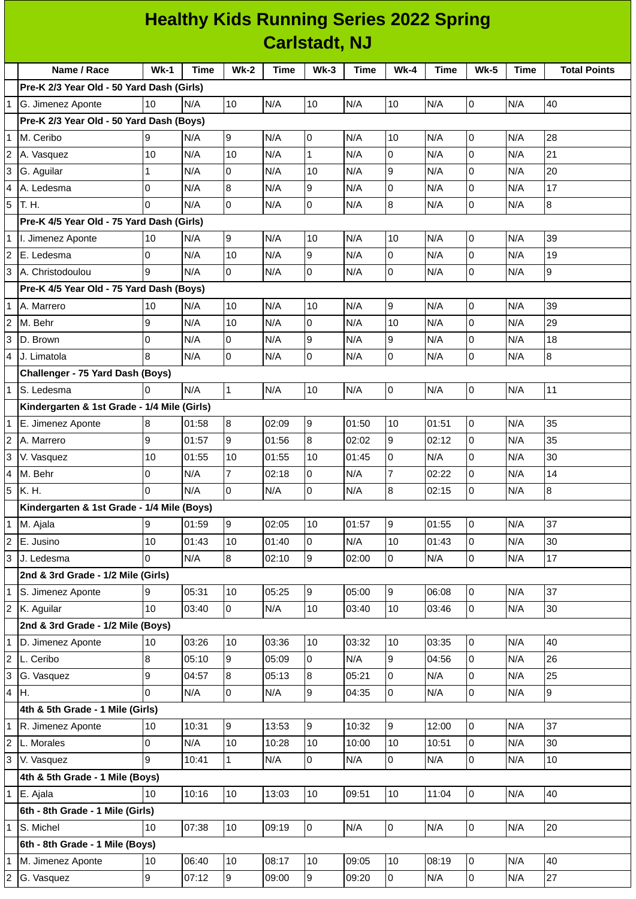# Healthy Kids Running Series 2022 Spring
## Carlstadt, NJ

| | Name / Race | Wk-1 | Time | Wk-2 | Time | Wk-3 | Time | Wk-4 | Time | Wk-5 | Time | Total Points |
|---|---|---|---|---|---|---|---|---|---|---|---|---|
| | **Pre-K 2/3 Year Old - 50 Yard Dash (Girls)** | | | | | | | | | | | |
| 1 | G. Jimenez Aponte | 10 | N/A | 10 | N/A | 10 | N/A | 10 | N/A | 0 | N/A | 40 |
| | **Pre-K 2/3 Year Old - 50 Yard Dash (Boys)** | | | | | | | | | | | |
| 1 | M. Ceribo | 9 | N/A | 9 | N/A | 0 | N/A | 10 | N/A | 0 | N/A | 28 |
| 2 | A. Vasquez | 10 | N/A | 10 | N/A | 1 | N/A | 0 | N/A | 0 | N/A | 21 |
| 3 | G. Aguilar | 1 | N/A | 0 | N/A | 10 | N/A | 9 | N/A | 0 | N/A | 20 |
| 4 | A. Ledesma | 0 | N/A | 8 | N/A | 9 | N/A | 0 | N/A | 0 | N/A | 17 |
| 5 | T. H. | 0 | N/A | 0 | N/A | 0 | N/A | 8 | N/A | 0 | N/A | 8 |
| | **Pre-K 4/5 Year Old - 75 Yard Dash (Girls)** | | | | | | | | | | | |
| 1 | I. Jimenez Aponte | 10 | N/A | 9 | N/A | 10 | N/A | 10 | N/A | 0 | N/A | 39 |
| 2 | E. Ledesma | 0 | N/A | 10 | N/A | 9 | N/A | 0 | N/A | 0 | N/A | 19 |
| 3 | A. Christodoulou | 9 | N/A | 0 | N/A | 0 | N/A | 0 | N/A | 0 | N/A | 9 |
| | **Pre-K 4/5 Year Old - 75 Yard Dash (Boys)** | | | | | | | | | | | |
| 1 | A. Marrero | 10 | N/A | 10 | N/A | 10 | N/A | 9 | N/A | 0 | N/A | 39 |
| 2 | M. Behr | 9 | N/A | 10 | N/A | 0 | N/A | 10 | N/A | 0 | N/A | 29 |
| 3 | D. Brown | 0 | N/A | 0 | N/A | 9 | N/A | 9 | N/A | 0 | N/A | 18 |
| 4 | J. Limatola | 8 | N/A | 0 | N/A | 0 | N/A | 0 | N/A | 0 | N/A | 8 |
| | **Challenger - 75 Yard Dash (Boys)** | | | | | | | | | | | |
| 1 | S. Ledesma | 0 | N/A | 1 | N/A | 10 | N/A | 0 | N/A | 0 | N/A | 11 |
| | **Kindergarten & 1st Grade - 1/4 Mile (Girls)** | | | | | | | | | | | |
| 1 | E. Jimenez Aponte | 8 | 01:58 | 8 | 02:09 | 9 | 01:50 | 10 | 01:51 | 0 | N/A | 35 |
| 2 | A. Marrero | 9 | 01:57 | 9 | 01:56 | 8 | 02:02 | 9 | 02:12 | 0 | N/A | 35 |
| 3 | V. Vasquez | 10 | 01:55 | 10 | 01:55 | 10 | 01:45 | 0 | N/A | 0 | N/A | 30 |
| 4 | M. Behr | 0 | N/A | 7 | 02:18 | 0 | N/A | 7 | 02:22 | 0 | N/A | 14 |
| 5 | K. H. | 0 | N/A | 0 | N/A | 0 | N/A | 8 | 02:15 | 0 | N/A | 8 |
| | **Kindergarten & 1st Grade - 1/4 Mile (Boys)** | | | | | | | | | | | |
| 1 | M. Ajala | 9 | 01:59 | 9 | 02:05 | 10 | 01:57 | 9 | 01:55 | 0 | N/A | 37 |
| 2 | E. Jusino | 10 | 01:43 | 10 | 01:40 | 0 | N/A | 10 | 01:43 | 0 | N/A | 30 |
| 3 | J. Ledesma | 0 | N/A | 8 | 02:10 | 9 | 02:00 | 0 | N/A | 0 | N/A | 17 |
| | **2nd & 3rd Grade - 1/2 Mile (Girls)** | | | | | | | | | | | |
| 1 | S. Jimenez Aponte | 9 | 05:31 | 10 | 05:25 | 9 | 05:00 | 9 | 06:08 | 0 | N/A | 37 |
| 2 | K. Aguilar | 10 | 03:40 | 0 | N/A | 10 | 03:40 | 10 | 03:46 | 0 | N/A | 30 |
| | **2nd & 3rd Grade - 1/2 Mile (Boys)** | | | | | | | | | | | |
| 1 | D. Jimenez Aponte | 10 | 03:26 | 10 | 03:36 | 10 | 03:32 | 10 | 03:35 | 0 | N/A | 40 |
| 2 | L. Ceribo | 8 | 05:10 | 9 | 05:09 | 0 | N/A | 9 | 04:56 | 0 | N/A | 26 |
| 3 | G. Vasquez | 9 | 04:57 | 8 | 05:13 | 8 | 05:21 | 0 | N/A | 0 | N/A | 25 |
| 4 | H. | 0 | N/A | 0 | N/A | 9 | 04:35 | 0 | N/A | 0 | N/A | 9 |
| | **4th & 5th Grade - 1 Mile (Girls)** | | | | | | | | | | | |
| 1 | R. Jimenez Aponte | 10 | 10:31 | 9 | 13:53 | 9 | 10:32 | 9 | 12:00 | 0 | N/A | 37 |
| 2 | L. Morales | 0 | N/A | 10 | 10:28 | 10 | 10:00 | 10 | 10:51 | 0 | N/A | 30 |
| 3 | V. Vasquez | 9 | 10:41 | 1 | N/A | 0 | N/A | 0 | N/A | 0 | N/A | 10 |
| | **4th & 5th Grade - 1 Mile (Boys)** | | | | | | | | | | | |
| 1 | E. Ajala | 10 | 10:16 | 10 | 13:03 | 10 | 09:51 | 10 | 11:04 | 0 | N/A | 40 |
| | **6th - 8th Grade - 1 Mile (Girls)** | | | | | | | | | | | |
| 1 | S. Michel | 10 | 07:38 | 10 | 09:19 | 0 | N/A | 0 | N/A | 0 | N/A | 20 |
| | **6th - 8th Grade - 1 Mile (Boys)** | | | | | | | | | | | |
| 1 | M. Jimenez Aponte | 10 | 06:40 | 10 | 08:17 | 10 | 09:05 | 10 | 08:19 | 0 | N/A | 40 |
| 2 | G. Vasquez | 9 | 07:12 | 9 | 09:00 | 9 | 09:20 | 0 | N/A | 0 | N/A | 27 |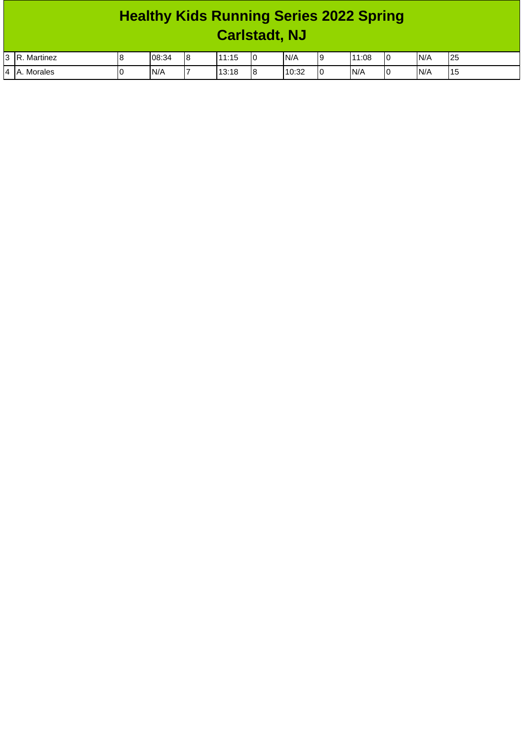# Healthy Kids Running Series 2022 Spring
## Carlstadt, NJ

| | | | | | | | | | | | | |
|---|---|---|---|---|---|---|---|---|---|---|---|---|
| 3 | R. Martinez | 8 | 08:34 | 8 | 11:15 | 0 | N/A | 9 | 11:08 | 0 | N/A | 25 |
| 4 | A. Morales | 0 | N/A | 7 | 13:18 | 8 | 10:32 | 0 | N/A | 0 | N/A | 15 |